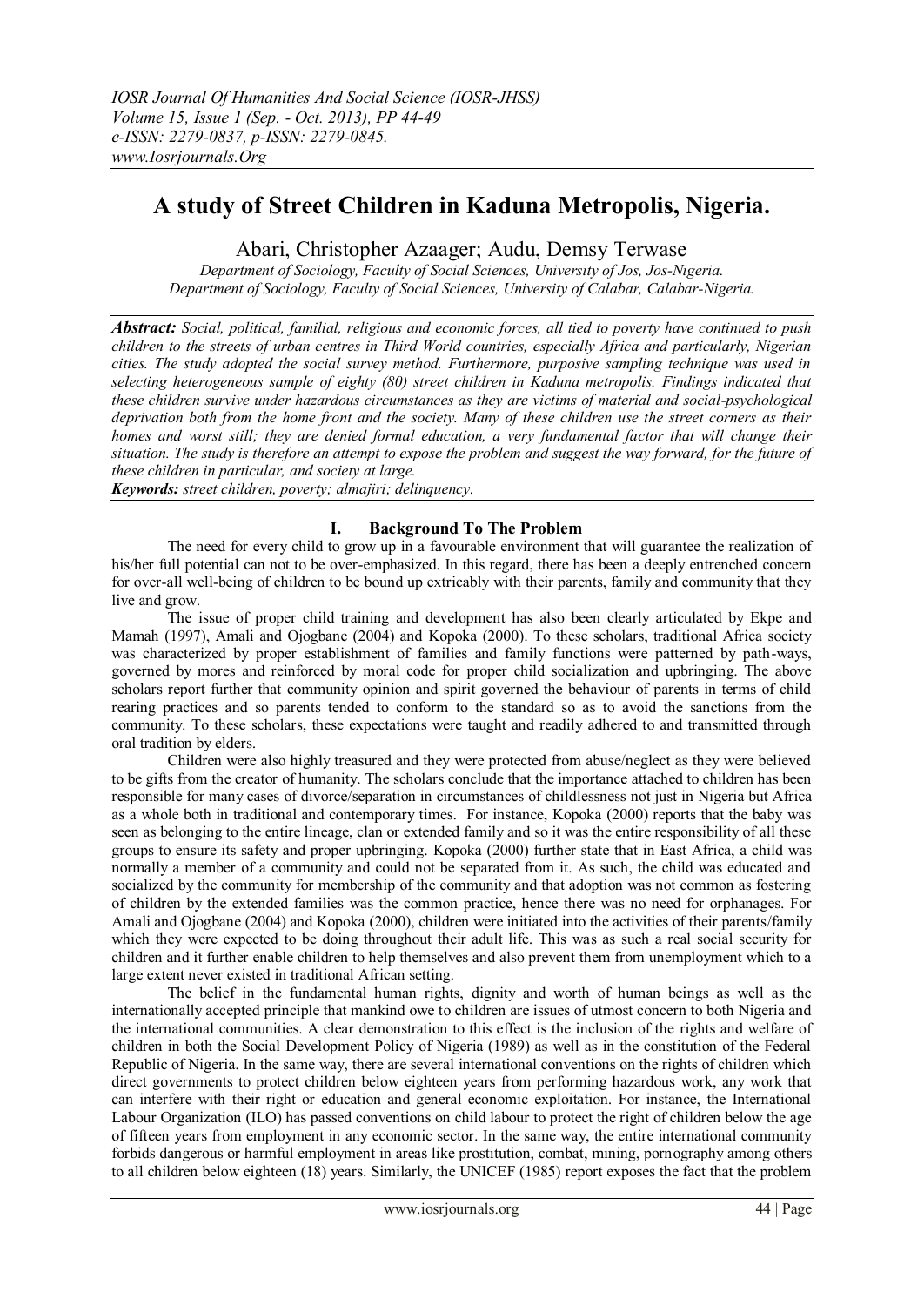# A study of Street Children in Kaduna Metropolis, Nigeria.

Abari, Christopher Azaager; Audu, Demsy Terwase

*Department of Sociology, Faculty of Social Sciences, University of Jos, Jos-Nigeria.*
*Department of Sociology, Faculty of Social Sciences, University of Calabar, Calabar-Nigeria.*

***Abstract:*** *Social, political, familial, religious and economic forces, all tied to poverty have continued to push children to the streets of urban centres in Third World countries, especially Africa and particularly, Nigerian cities. The study adopted the social survey method. Furthermore, purposive sampling technique was used in selecting heterogeneous sample of eighty (80) street children in Kaduna metropolis. Findings indicated that these children survive under hazardous circumstances as they are victims of material and social-psychological deprivation both from the home front and the society. Many of these children use the street corners as their homes and worst still; they are denied formal education, a very fundamental factor that will change their situation. The study is therefore an attempt to expose the problem and suggest the way forward, for the future of these children in particular, and society at large.*

***Keywords:*** *street children, poverty; almajiri; delinquency.*

## I. Background To The Problem

The need for every child to grow up in a favourable environment that will guarantee the realization of his/her full potential can not to be over-emphasized. In this regard, there has been a deeply entrenched concern for over-all well-being of children to be bound up extricably with their parents, family and community that they live and grow.

The issue of proper child training and development has also been clearly articulated by Ekpe and Mamah (1997), Amali and Ojogbane (2004) and Kopoka (2000). To these scholars, traditional Africa society was characterized by proper establishment of families and family functions were patterned by path-ways, governed by mores and reinforced by moral code for proper child socialization and upbringing. The above scholars report further that community opinion and spirit governed the behaviour of parents in terms of child rearing practices and so parents tended to conform to the standard so as to avoid the sanctions from the community. To these scholars, these expectations were taught and readily adhered to and transmitted through oral tradition by elders.

Children were also highly treasured and they were protected from abuse/neglect as they were believed to be gifts from the creator of humanity. The scholars conclude that the importance attached to children has been responsible for many cases of divorce/separation in circumstances of childlessness not just in Nigeria but Africa as a whole both in traditional and contemporary times. For instance, Kopoka (2000) reports that the baby was seen as belonging to the entire lineage, clan or extended family and so it was the entire responsibility of all these groups to ensure its safety and proper upbringing. Kopoka (2000) further state that in East Africa, a child was normally a member of a community and could not be separated from it. As such, the child was educated and socialized by the community for membership of the community and that adoption was not common as fostering of children by the extended families was the common practice, hence there was no need for orphanages. For Amali and Ojogbane (2004) and Kopoka (2000), children were initiated into the activities of their parents/family which they were expected to be doing throughout their adult life. This was as such a real social security for children and it further enable children to help themselves and also prevent them from unemployment which to a large extent never existed in traditional African setting.

The belief in the fundamental human rights, dignity and worth of human beings as well as the internationally accepted principle that mankind owe to children are issues of utmost concern to both Nigeria and the international communities. A clear demonstration to this effect is the inclusion of the rights and welfare of children in both the Social Development Policy of Nigeria (1989) as well as in the constitution of the Federal Republic of Nigeria. In the same way, there are several international conventions on the rights of children which direct governments to protect children below eighteen years from performing hazardous work, any work that can interfere with their right or education and general economic exploitation. For instance, the International Labour Organization (ILO) has passed conventions on child labour to protect the right of children below the age of fifteen years from employment in any economic sector. In the same way, the entire international community forbids dangerous or harmful employment in areas like prostitution, combat, mining, pornography among others to all children below eighteen (18) years. Similarly, the UNICEF (1985) report exposes the fact that the problem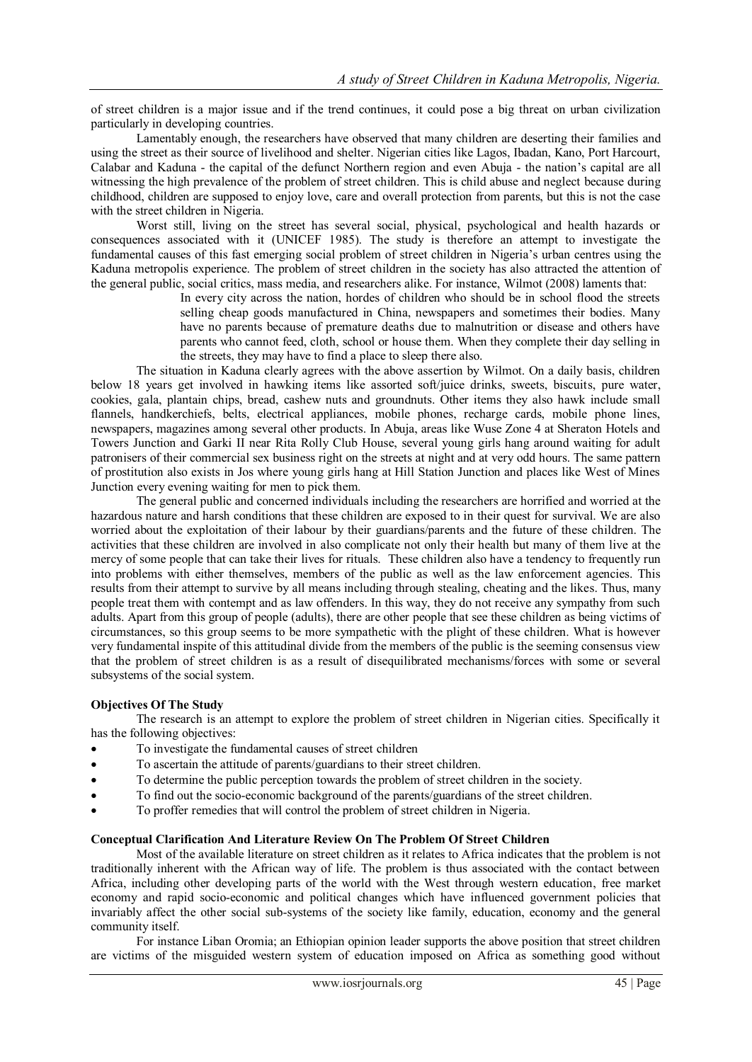of street children is a major issue and if the trend continues, it could pose a big threat on urban civilization particularly in developing countries.

Lamentably enough, the researchers have observed that many children are deserting their families and using the street as their source of livelihood and shelter. Nigerian cities like Lagos, Ibadan, Kano, Port Harcourt, Calabar and Kaduna - the capital of the defunct Northern region and even Abuja - the nation's capital are all witnessing the high prevalence of the problem of street children. This is child abuse and neglect because during childhood, children are supposed to enjoy love, care and overall protection from parents, but this is not the case with the street children in Nigeria.

Worst still, living on the street has several social, physical, psychological and health hazards or consequences associated with it (UNICEF 1985). The study is therefore an attempt to investigate the fundamental causes of this fast emerging social problem of street children in Nigeria's urban centres using the Kaduna metropolis experience. The problem of street children in the society has also attracted the attention of the general public, social critics, mass media, and researchers alike. For instance, Wilmot (2008) laments that:

> In every city across the nation, hordes of children who should be in school flood the streets selling cheap goods manufactured in China, newspapers and sometimes their bodies. Many have no parents because of premature deaths due to malnutrition or disease and others have parents who cannot feed, cloth, school or house them. When they complete their day selling in the streets, they may have to find a place to sleep there also.

The situation in Kaduna clearly agrees with the above assertion by Wilmot. On a daily basis, children below 18 years get involved in hawking items like assorted soft/juice drinks, sweets, biscuits, pure water, cookies, gala, plantain chips, bread, cashew nuts and groundnuts. Other items they also hawk include small flannels, handkerchiefs, belts, electrical appliances, mobile phones, recharge cards, mobile phone lines, newspapers, magazines among several other products. In Abuja, areas like Wuse Zone 4 at Sheraton Hotels and Towers Junction and Garki II near Rita Rolly Club House, several young girls hang around waiting for adult patronisers of their commercial sex business right on the streets at night and at very odd hours. The same pattern of prostitution also exists in Jos where young girls hang at Hill Station Junction and places like West of Mines Junction every evening waiting for men to pick them.

The general public and concerned individuals including the researchers are horrified and worried at the hazardous nature and harsh conditions that these children are exposed to in their quest for survival. We are also worried about the exploitation of their labour by their guardians/parents and the future of these children. The activities that these children are involved in also complicate not only their health but many of them live at the mercy of some people that can take their lives for rituals. These children also have a tendency to frequently run into problems with either themselves, members of the public as well as the law enforcement agencies. This results from their attempt to survive by all means including through stealing, cheating and the likes. Thus, many people treat them with contempt and as law offenders. In this way, they do not receive any sympathy from such adults. Apart from this group of people (adults), there are other people that see these children as being victims of circumstances, so this group seems to be more sympathetic with the plight of these children. What is however very fundamental inspite of this attitudinal divide from the members of the public is the seeming consensus view that the problem of street children is as a result of disequilibrated mechanisms/forces with some or several subsystems of the social system.

## Objectives Of The Study

The research is an attempt to explore the problem of street children in Nigerian cities. Specifically it has the following objectives:

- To investigate the fundamental causes of street children
- To ascertain the attitude of parents/guardians to their street children.
- To determine the public perception towards the problem of street children in the society.
- To find out the socio-economic background of the parents/guardians of the street children.
- To proffer remedies that will control the problem of street children in Nigeria.

## Conceptual Clarification And Literature Review On The Problem Of Street Children

Most of the available literature on street children as it relates to Africa indicates that the problem is not traditionally inherent with the African way of life. The problem is thus associated with the contact between Africa, including other developing parts of the world with the West through western education, free market economy and rapid socio-economic and political changes which have influenced government policies that invariably affect the other social sub-systems of the society like family, education, economy and the general community itself.

For instance Liban Oromia; an Ethiopian opinion leader supports the above position that street children are victims of the misguided western system of education imposed on Africa as something good without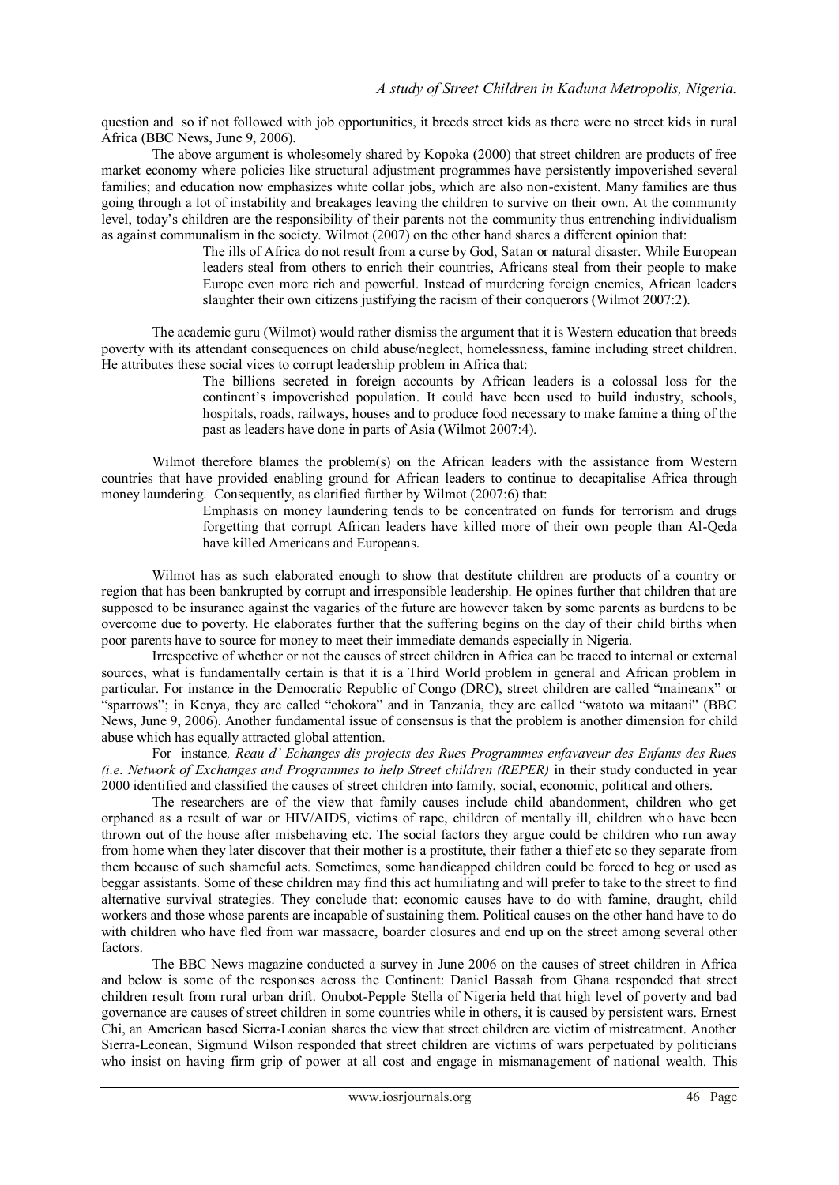question and so if not followed with job opportunities, it breeds street kids as there were no street kids in rural Africa (BBC News, June 9, 2006).

The above argument is wholesomely shared by Kopoka (2000) that street children are products of free market economy where policies like structural adjustment programmes have persistently impoverished several families; and education now emphasizes white collar jobs, which are also non-existent. Many families are thus going through a lot of instability and breakages leaving the children to survive on their own. At the community level, today's children are the responsibility of their parents not the community thus entrenching individualism as against communalism in the society. Wilmot (2007) on the other hand shares a different opinion that:

> The ills of Africa do not result from a curse by God, Satan or natural disaster. While European leaders steal from others to enrich their countries, Africans steal from their people to make Europe even more rich and powerful. Instead of murdering foreign enemies, African leaders slaughter their own citizens justifying the racism of their conquerors (Wilmot 2007:2).

The academic guru (Wilmot) would rather dismiss the argument that it is Western education that breeds poverty with its attendant consequences on child abuse/neglect, homelessness, famine including street children. He attributes these social vices to corrupt leadership problem in Africa that:

> The billions secreted in foreign accounts by African leaders is a colossal loss for the continent's impoverished population. It could have been used to build industry, schools, hospitals, roads, railways, houses and to produce food necessary to make famine a thing of the past as leaders have done in parts of Asia (Wilmot 2007:4).

Wilmot therefore blames the problem(s) on the African leaders with the assistance from Western countries that have provided enabling ground for African leaders to continue to decapitalise Africa through money laundering. Consequently, as clarified further by Wilmot (2007:6) that:

> Emphasis on money laundering tends to be concentrated on funds for terrorism and drugs forgetting that corrupt African leaders have killed more of their own people than Al-Qeda have killed Americans and Europeans.

Wilmot has as such elaborated enough to show that destitute children are products of a country or region that has been bankrupted by corrupt and irresponsible leadership. He opines further that children that are supposed to be insurance against the vagaries of the future are however taken by some parents as burdens to be overcome due to poverty. He elaborates further that the suffering begins on the day of their child births when poor parents have to source for money to meet their immediate demands especially in Nigeria.

Irrespective of whether or not the causes of street children in Africa can be traced to internal or external sources, what is fundamentally certain is that it is a Third World problem in general and African problem in particular. For instance in the Democratic Republic of Congo (DRC), street children are called "maineanx" or "sparrows"; in Kenya, they are called "chokora" and in Tanzania, they are called "watoto wa mitaani" (BBC News, June 9, 2006). Another fundamental issue of consensus is that the problem is another dimension for child abuse which has equally attracted global attention.

For instance*, Reau d' Echanges dis projects des Rues Programmes enfavaveur des Enfants des Rues (i.e. Network of Exchanges and Programmes to help Street children (REPER)* in their study conducted in year 2000 identified and classified the causes of street children into family, social, economic, political and others.

The researchers are of the view that family causes include child abandonment, children who get orphaned as a result of war or HIV/AIDS, victims of rape, children of mentally ill, children who have been thrown out of the house after misbehaving etc. The social factors they argue could be children who run away from home when they later discover that their mother is a prostitute, their father a thief etc so they separate from them because of such shameful acts. Sometimes, some handicapped children could be forced to beg or used as beggar assistants. Some of these children may find this act humiliating and will prefer to take to the street to find alternative survival strategies. They conclude that: economic causes have to do with famine, draught, child workers and those whose parents are incapable of sustaining them. Political causes on the other hand have to do with children who have fled from war massacre, boarder closures and end up on the street among several other factors.

The BBC News magazine conducted a survey in June 2006 on the causes of street children in Africa and below is some of the responses across the Continent: Daniel Bassah from Ghana responded that street children result from rural urban drift. Onubot-Pepple Stella of Nigeria held that high level of poverty and bad governance are causes of street children in some countries while in others, it is caused by persistent wars. Ernest Chi, an American based Sierra-Leonian shares the view that street children are victim of mistreatment. Another Sierra-Leonean, Sigmund Wilson responded that street children are victims of wars perpetuated by politicians who insist on having firm grip of power at all cost and engage in mismanagement of national wealth. This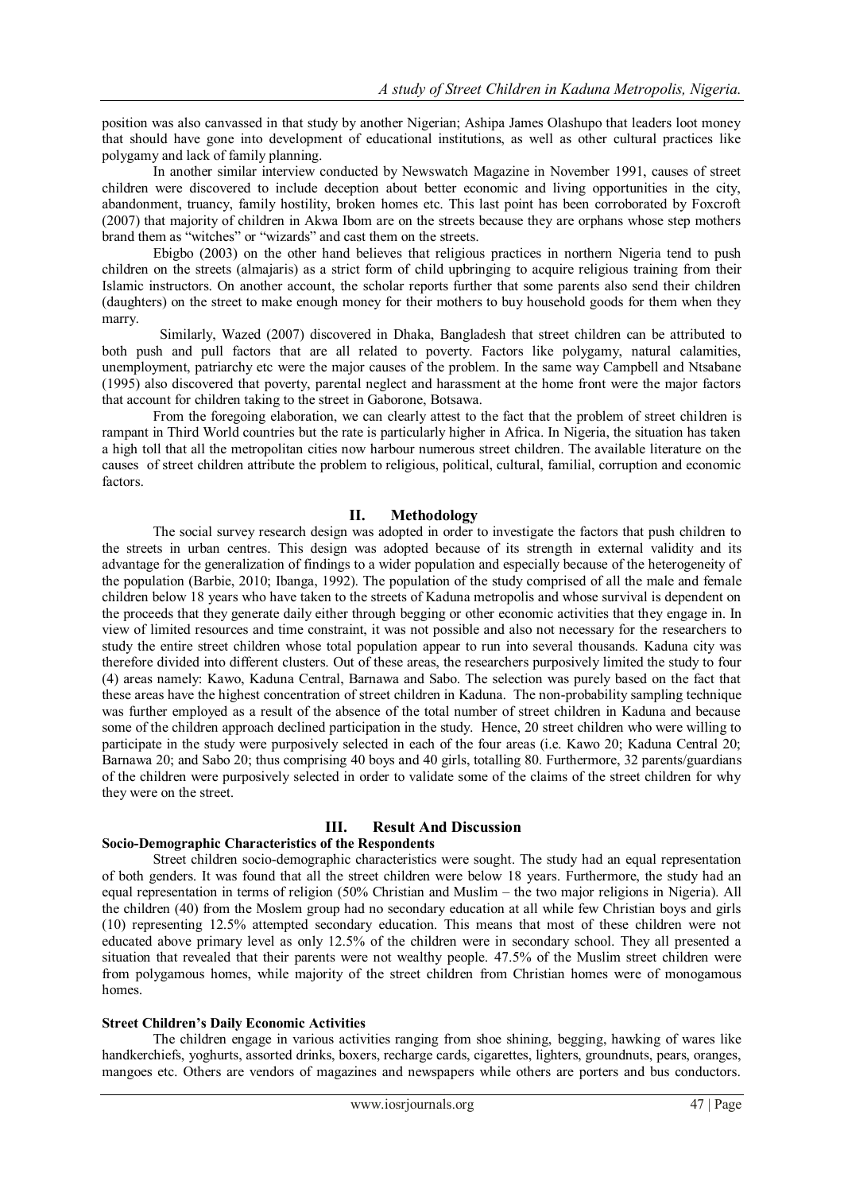position was also canvassed in that study by another Nigerian; Ashipa James Olashupo that leaders loot money that should have gone into development of educational institutions, as well as other cultural practices like polygamy and lack of family planning.

In another similar interview conducted by Newswatch Magazine in November 1991, causes of street children were discovered to include deception about better economic and living opportunities in the city, abandonment, truancy, family hostility, broken homes etc. This last point has been corroborated by Foxcroft (2007) that majority of children in Akwa Ibom are on the streets because they are orphans whose step mothers brand them as "witches" or "wizards" and cast them on the streets.

Ebigbo (2003) on the other hand believes that religious practices in northern Nigeria tend to push children on the streets (almajaris) as a strict form of child upbringing to acquire religious training from their Islamic instructors. On another account, the scholar reports further that some parents also send their children (daughters) on the street to make enough money for their mothers to buy household goods for them when they marry.

Similarly, Wazed (2007) discovered in Dhaka, Bangladesh that street children can be attributed to both push and pull factors that are all related to poverty. Factors like polygamy, natural calamities, unemployment, patriarchy etc were the major causes of the problem. In the same way Campbell and Ntsabane (1995) also discovered that poverty, parental neglect and harassment at the home front were the major factors that account for children taking to the street in Gaborone, Botsawa.

From the foregoing elaboration, we can clearly attest to the fact that the problem of street children is rampant in Third World countries but the rate is particularly higher in Africa. In Nigeria, the situation has taken a high toll that all the metropolitan cities now harbour numerous street children. The available literature on the causes of street children attribute the problem to religious, political, cultural, familial, corruption and economic factors.

## II. Methodology

The social survey research design was adopted in order to investigate the factors that push children to the streets in urban centres. This design was adopted because of its strength in external validity and its advantage for the generalization of findings to a wider population and especially because of the heterogeneity of the population (Barbie, 2010; Ibanga, 1992). The population of the study comprised of all the male and female children below 18 years who have taken to the streets of Kaduna metropolis and whose survival is dependent on the proceeds that they generate daily either through begging or other economic activities that they engage in. In view of limited resources and time constraint, it was not possible and also not necessary for the researchers to study the entire street children whose total population appear to run into several thousands. Kaduna city was therefore divided into different clusters. Out of these areas, the researchers purposively limited the study to four (4) areas namely: Kawo, Kaduna Central, Barnawa and Sabo. The selection was purely based on the fact that these areas have the highest concentration of street children in Kaduna. The non-probability sampling technique was further employed as a result of the absence of the total number of street children in Kaduna and because some of the children approach declined participation in the study. Hence, 20 street children who were willing to participate in the study were purposively selected in each of the four areas (i.e. Kawo 20; Kaduna Central 20; Barnawa 20; and Sabo 20; thus comprising 40 boys and 40 girls, totalling 80. Furthermore, 32 parents/guardians of the children were purposively selected in order to validate some of the claims of the street children for why they were on the street.

## III. Result And Discussion

### Socio-Demographic Characteristics of the Respondents

Street children socio-demographic characteristics were sought. The study had an equal representation of both genders. It was found that all the street children were below 18 years. Furthermore, the study had an equal representation in terms of religion (50% Christian and Muslim – the two major religions in Nigeria). All the children (40) from the Moslem group had no secondary education at all while few Christian boys and girls (10) representing 12.5% attempted secondary education. This means that most of these children were not educated above primary level as only 12.5% of the children were in secondary school. They all presented a situation that revealed that their parents were not wealthy people. 47.5% of the Muslim street children were from polygamous homes, while majority of the street children from Christian homes were of monogamous homes.

### Street Children's Daily Economic Activities

The children engage in various activities ranging from shoe shining, begging, hawking of wares like handkerchiefs, yoghurts, assorted drinks, boxers, recharge cards, cigarettes, lighters, groundnuts, pears, oranges, mangoes etc. Others are vendors of magazines and newspapers while others are porters and bus conductors.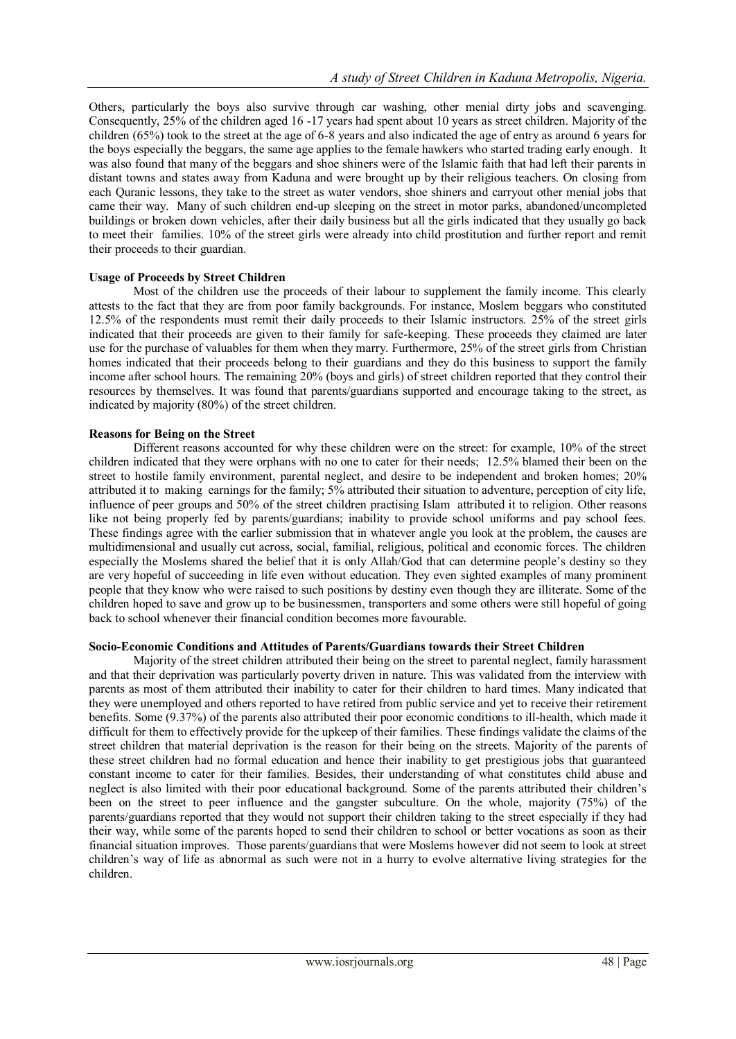Others, particularly the boys also survive through car washing, other menial dirty jobs and scavenging. Consequently, 25% of the children aged 16 -17 years had spent about 10 years as street children. Majority of the children (65%) took to the street at the age of 6-8 years and also indicated the age of entry as around 6 years for the boys especially the beggars, the same age applies to the female hawkers who started trading early enough. It was also found that many of the beggars and shoe shiners were of the Islamic faith that had left their parents in distant towns and states away from Kaduna and were brought up by their religious teachers. On closing from each Quranic lessons, they take to the street as water vendors, shoe shiners and carryout other menial jobs that came their way. Many of such children end-up sleeping on the street in motor parks, abandoned/uncompleted buildings or broken down vehicles, after their daily business but all the girls indicated that they usually go back to meet their families. 10% of the street girls were already into child prostitution and further report and remit their proceeds to their guardian.

**Usage of Proceeds by Street Children**

Most of the children use the proceeds of their labour to supplement the family income. This clearly attests to the fact that they are from poor family backgrounds. For instance, Moslem beggars who constituted 12.5% of the respondents must remit their daily proceeds to their Islamic instructors. 25% of the street girls indicated that their proceeds are given to their family for safe-keeping. These proceeds they claimed are later use for the purchase of valuables for them when they marry. Furthermore, 25% of the street girls from Christian homes indicated that their proceeds belong to their guardians and they do this business to support the family income after school hours. The remaining 20% (boys and girls) of street children reported that they control their resources by themselves. It was found that parents/guardians supported and encourage taking to the street, as indicated by majority (80%) of the street children.

**Reasons for Being on the Street**

Different reasons accounted for why these children were on the street: for example, 10% of the street children indicated that they were orphans with no one to cater for their needs; 12.5% blamed their been on the street to hostile family environment, parental neglect, and desire to be independent and broken homes; 20% attributed it to making earnings for the family; 5% attributed their situation to adventure, perception of city life, influence of peer groups and 50% of the street children practising Islam attributed it to religion. Other reasons like not being properly fed by parents/guardians; inability to provide school uniforms and pay school fees. These findings agree with the earlier submission that in whatever angle you look at the problem, the causes are multidimensional and usually cut across, social, familial, religious, political and economic forces. The children especially the Moslems shared the belief that it is only Allah/God that can determine people's destiny so they are very hopeful of succeeding in life even without education. They even sighted examples of many prominent people that they know who were raised to such positions by destiny even though they are illiterate. Some of the children hoped to save and grow up to be businessmen, transporters and some others were still hopeful of going back to school whenever their financial condition becomes more favourable.

**Socio-Economic Conditions and Attitudes of Parents/Guardians towards their Street Children**

Majority of the street children attributed their being on the street to parental neglect, family harassment and that their deprivation was particularly poverty driven in nature. This was validated from the interview with parents as most of them attributed their inability to cater for their children to hard times. Many indicated that they were unemployed and others reported to have retired from public service and yet to receive their retirement benefits. Some (9.37%) of the parents also attributed their poor economic conditions to ill-health, which made it difficult for them to effectively provide for the upkeep of their families. These findings validate the claims of the street children that material deprivation is the reason for their being on the streets. Majority of the parents of these street children had no formal education and hence their inability to get prestigious jobs that guaranteed constant income to cater for their families. Besides, their understanding of what constitutes child abuse and neglect is also limited with their poor educational background. Some of the parents attributed their children's been on the street to peer influence and the gangster subculture. On the whole, majority (75%) of the parents/guardians reported that they would not support their children taking to the street especially if they had their way, while some of the parents hoped to send their children to school or better vocations as soon as their financial situation improves. Those parents/guardians that were Moslems however did not seem to look at street children's way of life as abnormal as such were not in a hurry to evolve alternative living strategies for the children.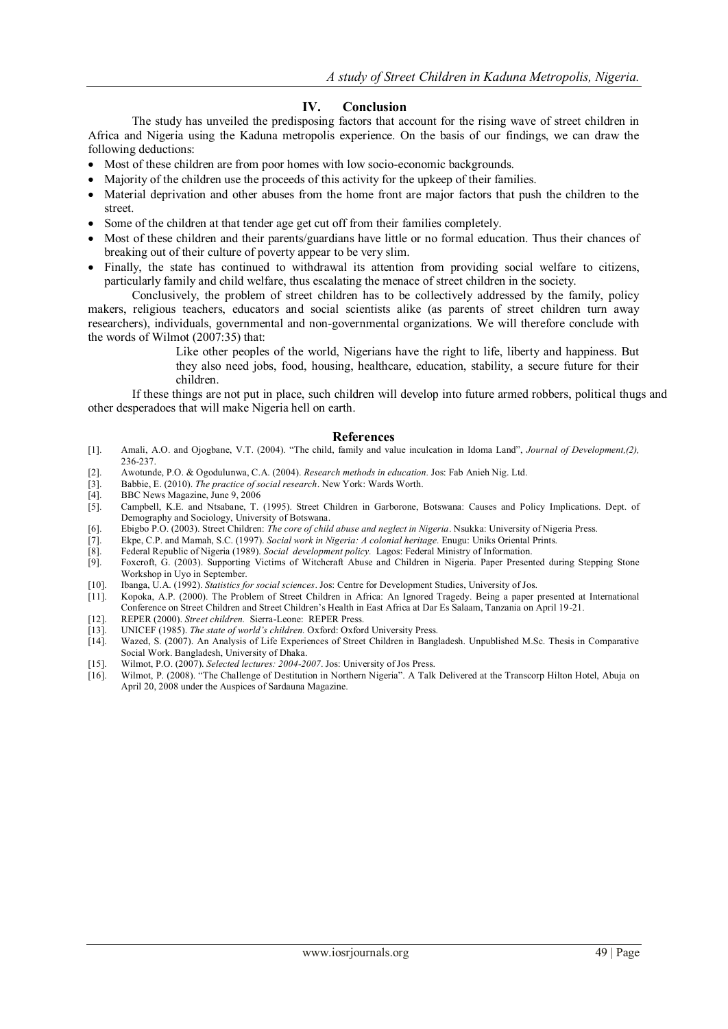## IV. Conclusion

The study has unveiled the predisposing factors that account for the rising wave of street children in Africa and Nigeria using the Kaduna metropolis experience. On the basis of our findings, we can draw the following deductions:

- Most of these children are from poor homes with low socio-economic backgrounds.
- Majority of the children use the proceeds of this activity for the upkeep of their families.
- Material deprivation and other abuses from the home front are major factors that push the children to the street.
- Some of the children at that tender age get cut off from their families completely.
- Most of these children and their parents/guardians have little or no formal education. Thus their chances of breaking out of their culture of poverty appear to be very slim.
- Finally, the state has continued to withdrawal its attention from providing social welfare to citizens, particularly family and child welfare, thus escalating the menace of street children in the society.

Conclusively, the problem of street children has to be collectively addressed by the family, policy makers, religious teachers, educators and social scientists alike (as parents of street children turn away researchers), individuals, governmental and non-governmental organizations. We will therefore conclude with the words of Wilmot (2007:35) that:

> Like other peoples of the world, Nigerians have the right to life, liberty and happiness. But they also need jobs, food, housing, healthcare, education, stability, a secure future for their children.

If these things are not put in place, such children will develop into future armed robbers, political thugs and other desperadoes that will make Nigeria hell on earth.

## References

[1]. Amali, A.O. and Ojogbane, V.T. (2004). "The child, family and value inculcation in Idoma Land", *Journal of Development,(2),* 236-237.

[2]. Awotunde, P.O. & Ogodulunwa, C.A. (2004). *Research methods in education.* Jos: Fab Anieh Nig. Ltd.

[3]. Babbie, E. (2010). *The practice of social research*. New York: Wards Worth.

[4]. BBC News Magazine, June 9, 2006

[5]. Campbell, K.E. and Ntsabane, T. (1995). Street Children in Garborone, Botswana: Causes and Policy Implications. Dept. of Demography and Sociology, University of Botswana.

[6]. Ebigbo P.O. (2003). Street Children: *The core of child abuse and neglect in Nigeria*. Nsukka: University of Nigeria Press.

[7]. Ekpe, C.P. and Mamah, S.C. (1997). *Social work in Nigeria: A colonial heritage.* Enugu: Uniks Oriental Prints.

[8]. Federal Republic of Nigeria (1989). *Social development policy.* Lagos: Federal Ministry of Information.

[9]. Foxcroft, G. (2003). Supporting Victims of Witchcraft Abuse and Children in Nigeria. Paper Presented during Stepping Stone Workshop in Uyo in September.

[10]. Ibanga, U.A. (1992). *Statistics for social sciences*. Jos: Centre for Development Studies, University of Jos.

[11]. Kopoka, A.P. (2000). The Problem of Street Children in Africa: An Ignored Tragedy. Being a paper presented at International Conference on Street Children and Street Children's Health in East Africa at Dar Es Salaam, Tanzania on April 19-21.

[12]. REPER (2000). *Street children.* Sierra-Leone: REPER Press.

[13]. UNICEF (1985). *The state of world's children.* Oxford: Oxford University Press.

[14]. Wazed, S. (2007). An Analysis of Life Experiences of Street Children in Bangladesh. Unpublished M.Sc. Thesis in Comparative Social Work. Bangladesh, University of Dhaka.

[15]. Wilmot, P.O. (2007). *Selected lectures: 2004-2007*. Jos: University of Jos Press.

[16]. Wilmot, P. (2008). "The Challenge of Destitution in Northern Nigeria". A Talk Delivered at the Transcorp Hilton Hotel, Abuja on April 20, 2008 under the Auspices of Sardauna Magazine.